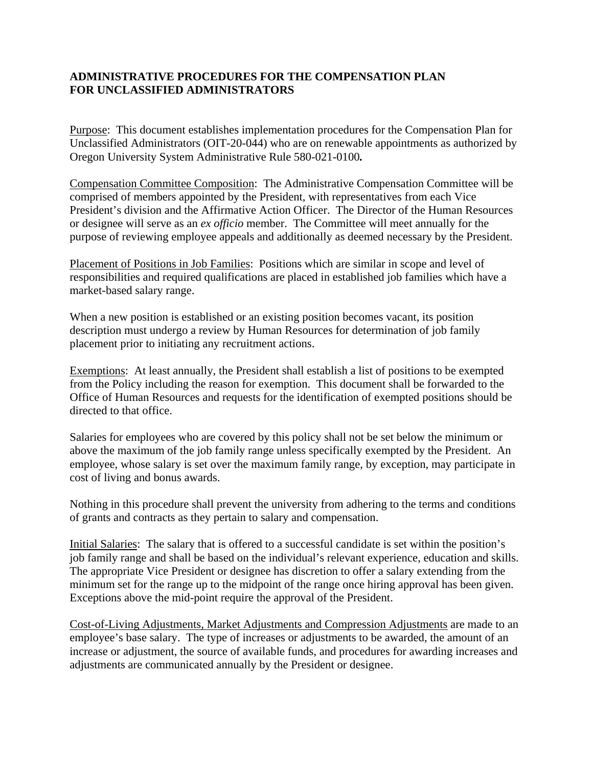**ADMINISTRATIVE PROCEDURES FOR THE COMPENSATION PLAN FOR UNCLASSIFIED ADMINISTRATORS**

Purpose: This document establishes implementation procedures for the Compensation Plan for Unclassified Administrators (OIT-20-044) who are on renewable appointments as authorized by Oregon University System Administrative Rule 580-021-0100**.**

Compensation Committee Composition: The Administrative Compensation Committee will be comprised of members appointed by the President, with representatives from each Vice President's division and the Affirmative Action Officer. The Director of the Human Resources or designee will serve as an *ex officio* member. The Committee will meet annually for the purpose of reviewing employee appeals and additionally as deemed necessary by the President.

Placement of Positions in Job Families: Positions which are similar in scope and level of responsibilities and required qualifications are placed in established job families which have a market-based salary range.

When a new position is established or an existing position becomes vacant, its position description must undergo a review by Human Resources for determination of job family placement prior to initiating any recruitment actions.

Exemptions: At least annually, the President shall establish a list of positions to be exempted from the Policy including the reason for exemption. This document shall be forwarded to the Office of Human Resources and requests for the identification of exempted positions should be directed to that office.

Salaries for employees who are covered by this policy shall not be set below the minimum or above the maximum of the job family range unless specifically exempted by the President. An employee, whose salary is set over the maximum family range, by exception, may participate in cost of living and bonus awards.

Nothing in this procedure shall prevent the university from adhering to the terms and conditions of grants and contracts as they pertain to salary and compensation.

Initial Salaries: The salary that is offered to a successful candidate is set within the position's job family range and shall be based on the individual's relevant experience, education and skills. The appropriate Vice President or designee has discretion to offer a salary extending from the minimum set for the range up to the midpoint of the range once hiring approval has been given. Exceptions above the mid-point require the approval of the President.

Cost-of-Living Adjustments, Market Adjustments and Compression Adjustments are made to an employee's base salary. The type of increases or adjustments to be awarded, the amount of an increase or adjustment, the source of available funds, and procedures for awarding increases and adjustments are communicated annually by the President or designee.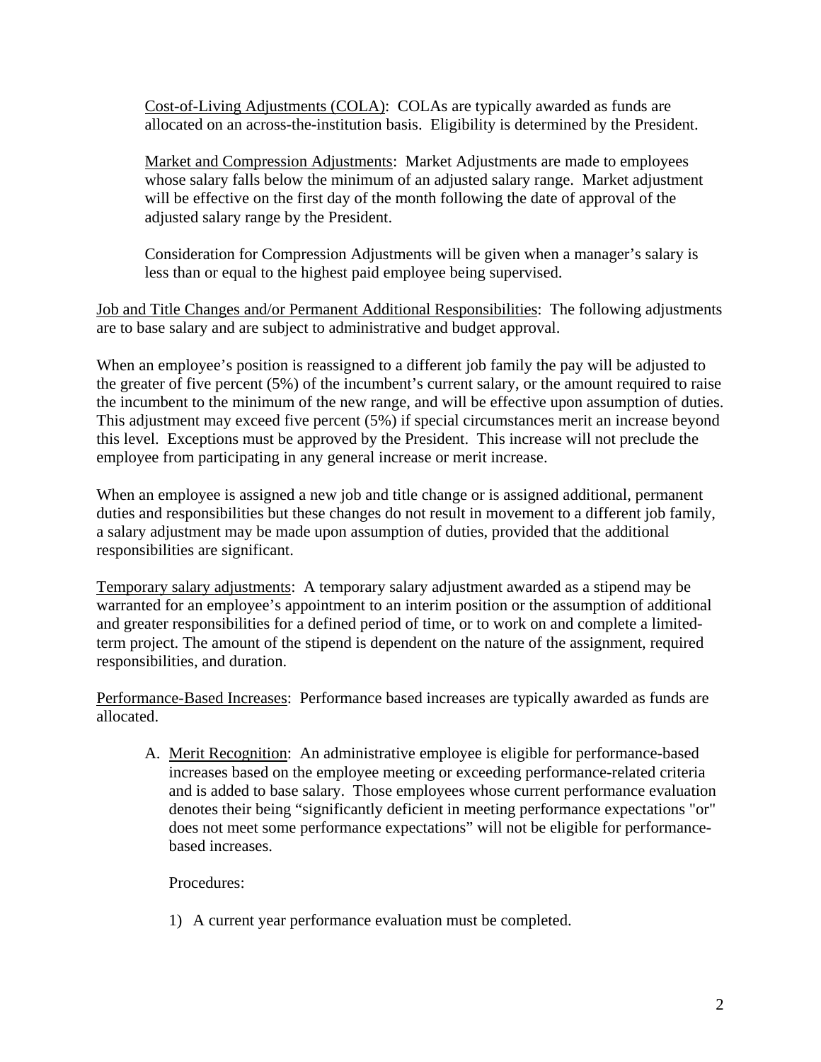<u>Cost-of-Living Adjustments (COLA)</u>: COLAs are typically awarded as funds are allocated on an across-the-institution basis. Eligibility is determined by the President.

<u>Market and Compression Adjustments</u>: Market Adjustments are made to employees whose salary falls below the minimum of an adjusted salary range. Market adjustment will be effective on the first day of the month following the date of approval of the adjusted salary range by the President.

Consideration for Compression Adjustments will be given when a manager's salary is less than or equal to the highest paid employee being supervised.

<u>Job and Title Changes and/or Permanent Additional Responsibilities</u>: The following adjustments are to base salary and are subject to administrative and budget approval.

When an employee's position is reassigned to a different job family the pay will be adjusted to the greater of five percent (5%) of the incumbent's current salary, or the amount required to raise the incumbent to the minimum of the new range, and will be effective upon assumption of duties. This adjustment may exceed five percent (5%) if special circumstances merit an increase beyond this level. Exceptions must be approved by the President. This increase will not preclude the employee from participating in any general increase or merit increase.

When an employee is assigned a new job and title change or is assigned additional, permanent duties and responsibilities but these changes do not result in movement to a different job family, a salary adjustment may be made upon assumption of duties, provided that the additional responsibilities are significant.

<u>Temporary salary adjustments</u>: A temporary salary adjustment awarded as a stipend may be warranted for an employee's appointment to an interim position or the assumption of additional and greater responsibilities for a defined period of time, or to work on and complete a limited-term project. The amount of the stipend is dependent on the nature of the assignment, required responsibilities, and duration.

<u>Performance-Based Increases</u>: Performance based increases are typically awarded as funds are allocated.

A. <u>Merit Recognition</u>: An administrative employee is eligible for performance-based increases based on the employee meeting or exceeding performance-related criteria and is added to base salary. Those employees whose current performance evaluation denotes their being "significantly deficient in meeting performance expectations "or" does not meet some performance expectations" will not be eligible for performance-based increases.

   Procedures:

   1) A current year performance evaluation must be completed.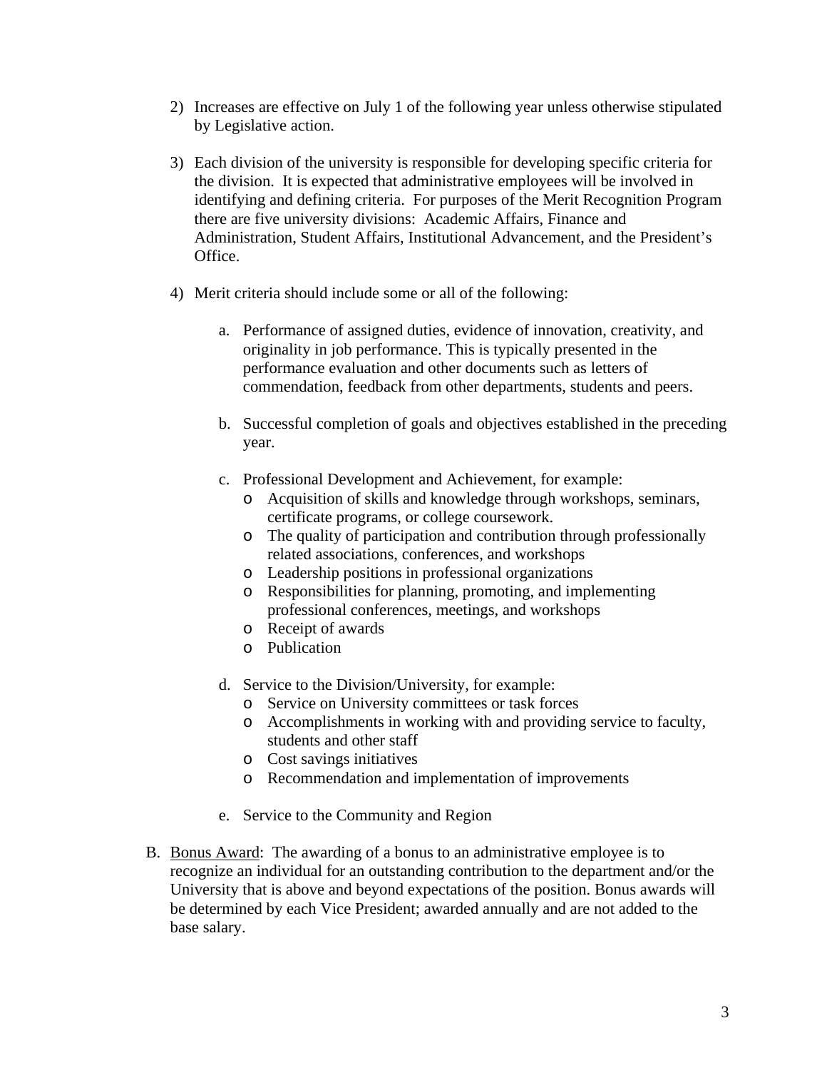2) Increases are effective on July 1 of the following year unless otherwise stipulated by Legislative action.

3) Each division of the university is responsible for developing specific criteria for the division. It is expected that administrative employees will be involved in identifying and defining criteria. For purposes of the Merit Recognition Program there are five university divisions: Academic Affairs, Finance and Administration, Student Affairs, Institutional Advancement, and the President's Office.

4) Merit criteria should include some or all of the following:

   a. Performance of assigned duties, evidence of innovation, creativity, and originality in job performance. This is typically presented in the performance evaluation and other documents such as letters of commendation, feedback from other departments, students and peers.

   b. Successful completion of goals and objectives established in the preceding year.

   c. Professional Development and Achievement, for example:
      - Acquisition of skills and knowledge through workshops, seminars, certificate programs, or college coursework.
      - The quality of participation and contribution through professionally related associations, conferences, and workshops
      - Leadership positions in professional organizations
      - Responsibilities for planning, promoting, and implementing professional conferences, meetings, and workshops
      - Receipt of awards
      - Publication

   d. Service to the Division/University, for example:
      - Service on University committees or task forces
      - Accomplishments in working with and providing service to faculty, students and other staff
      - Cost savings initiatives
      - Recommendation and implementation of improvements

   e. Service to the Community and Region

B. <u>Bonus Award</u>: The awarding of a bonus to an administrative employee is to recognize an individual for an outstanding contribution to the department and/or the University that is above and beyond expectations of the position. Bonus awards will be determined by each Vice President; awarded annually and are not added to the base salary.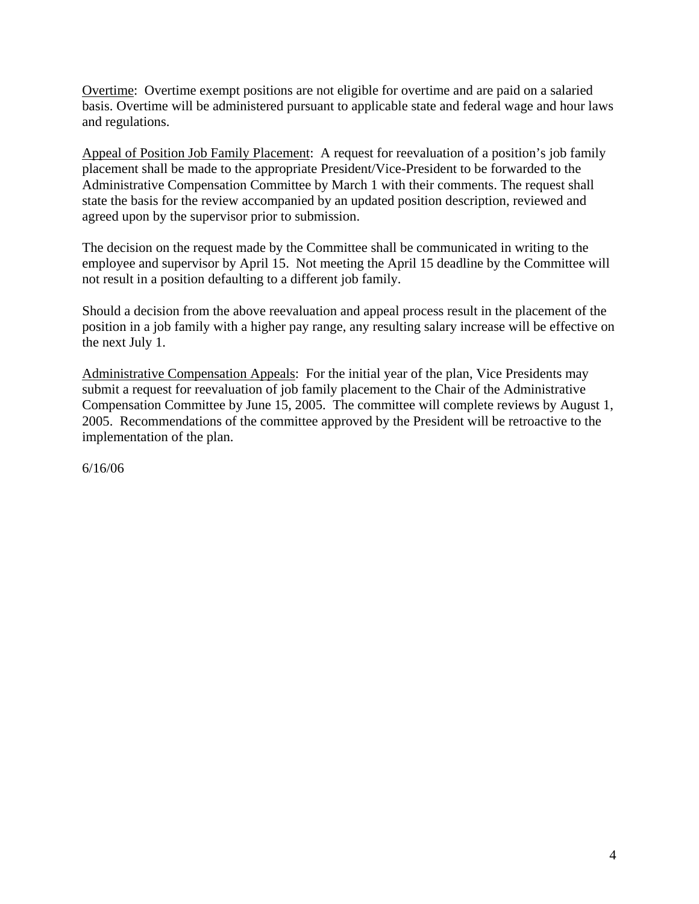<u>Overtime</u>: Overtime exempt positions are not eligible for overtime and are paid on a salaried basis. Overtime will be administered pursuant to applicable state and federal wage and hour laws and regulations.

<u>Appeal of Position Job Family Placement</u>: A request for reevaluation of a position's job family placement shall be made to the appropriate President/Vice-President to be forwarded to the Administrative Compensation Committee by March 1 with their comments. The request shall state the basis for the review accompanied by an updated position description, reviewed and agreed upon by the supervisor prior to submission.

The decision on the request made by the Committee shall be communicated in writing to the employee and supervisor by April 15. Not meeting the April 15 deadline by the Committee will not result in a position defaulting to a different job family.

Should a decision from the above reevaluation and appeal process result in the placement of the position in a job family with a higher pay range, any resulting salary increase will be effective on the next July 1.

<u>Administrative Compensation Appeals</u>: For the initial year of the plan, Vice Presidents may submit a request for reevaluation of job family placement to the Chair of the Administrative Compensation Committee by June 15, 2005. The committee will complete reviews by August 1, 2005. Recommendations of the committee approved by the President will be retroactive to the implementation of the plan.

6/16/06